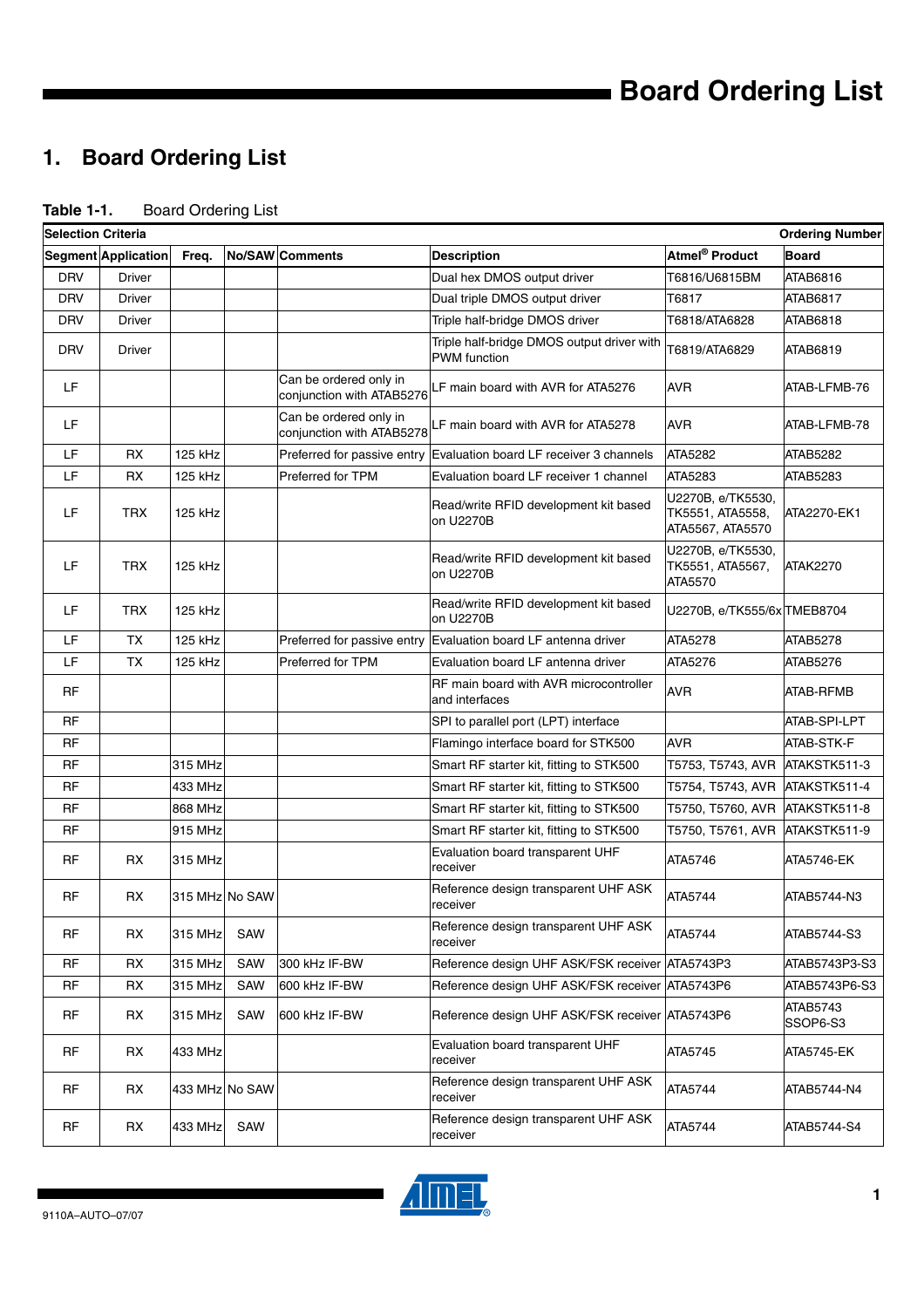# 1. Board Ordering List

**Table 1-1.** Board Ordering List

| Selection Criteria | | | | | | | Ordering Number |
|---|---|---|---|---|---|---|---|
| **Segment** | **Application** | **Freq.** | **No/SAW** | **Comments** | **Description** | **Atmel® Product** | **Board** |
| DRV | Driver | | | | Dual hex DMOS output driver | T6816/U6815BM | ATAB6816 |
| DRV | Driver | | | | Dual triple DMOS output driver | T6817 | ATAB6817 |
| DRV | Driver | | | | Triple half-bridge DMOS driver | T6818/ATA6828 | ATAB6818 |
| DRV | Driver | | | | Triple half-bridge DMOS output driver with PWM function | T6819/ATA6829 | ATAB6819 |
| LF | | | | Can be ordered only in conjunction with ATAB5276 | LF main board with AVR for ATA5276 | AVR | ATAB-LFMB-76 |
| LF | | | | Can be ordered only in conjunction with ATAB5278 | LF main board with AVR for ATA5278 | AVR | ATAB-LFMB-78 |
| LF | RX | 125 kHz | | Preferred for passive entry | Evaluation board LF receiver 3 channels | ATA5282 | ATAB5282 |
| LF | RX | 125 kHz | | Preferred for TPM | Evaluation board LF receiver 1 channel | ATA5283 | ATAB5283 |
| LF | TRX | 125 kHz | | | Read/write RFID development kit based on U2270B | U2270B, e/TK5530, TK5551, ATA5558, ATA5567, ATA5570 | ATA2270-EK1 |
| LF | TRX | 125 kHz | | | Read/write RFID development kit based on U2270B | U2270B, e/TK5530, TK5551, ATA5567, ATA5570 | ATAK2270 |
| LF | TRX | 125 kHz | | | Read/write RFID development kit based on U2270B | U2270B, e/TK555/6x | TMEB8704 |
| LF | TX | 125 kHz | | Preferred for passive entry | Evaluation board LF antenna driver | ATA5278 | ATAB5278 |
| LF | TX | 125 kHz | | Preferred for TPM | Evaluation board LF antenna driver | ATA5276 | ATAB5276 |
| RF | | | | | RF main board with AVR microcontroller and interfaces | AVR | ATAB-RFMB |
| RF | | | | | SPI to parallel port (LPT) interface | | ATAB-SPI-LPT |
| RF | | | | | Flamingo interface board for STK500 | AVR | ATAB-STK-F |
| RF | | 315 MHz | | | Smart RF starter kit, fitting to STK500 | T5753, T5743, AVR | ATAKSTK511-3 |
| RF | | 433 MHz | | | Smart RF starter kit, fitting to STK500 | T5754, T5743, AVR | ATAKSTK511-4 |
| RF | | 868 MHz | | | Smart RF starter kit, fitting to STK500 | T5750, T5760, AVR | ATAKSTK511-8 |
| RF | | 915 MHz | | | Smart RF starter kit, fitting to STK500 | T5750, T5761, AVR | ATAKSTK511-9 |
| RF | RX | 315 MHz | | | Evaluation board transparent UHF receiver | ATA5746 | ATA5746-EK |
| RF | RX | 315 MHz | No SAW | | Reference design transparent UHF ASK receiver | ATA5744 | ATAB5744-N3 |
| RF | RX | 315 MHz | SAW | | Reference design transparent UHF ASK receiver | ATA5744 | ATAB5744-S3 |
| RF | RX | 315 MHz | SAW | 300 kHz IF-BW | Reference design UHF ASK/FSK receiver | ATA5743P3 | ATAB5743P3-S3 |
| RF | RX | 315 MHz | SAW | 600 kHz IF-BW | Reference design UHF ASK/FSK receiver | ATA5743P6 | ATAB5743P6-S3 |
| RF | RX | 315 MHz | SAW | 600 kHz IF-BW | Reference design UHF ASK/FSK receiver | ATA5743P6 | ATAB5743 SSOP6-S3 |
| RF | RX | 433 MHz | | | Evaluation board transparent UHF receiver | ATA5745 | ATA5745-EK |
| RF | RX | 433 MHz | No SAW | | Reference design transparent UHF ASK receiver | ATA5744 | ATAB5744-N4 |
| RF | RX | 433 MHz | SAW | | Reference design transparent UHF ASK receiver | ATA5744 | ATAB5744-S4 |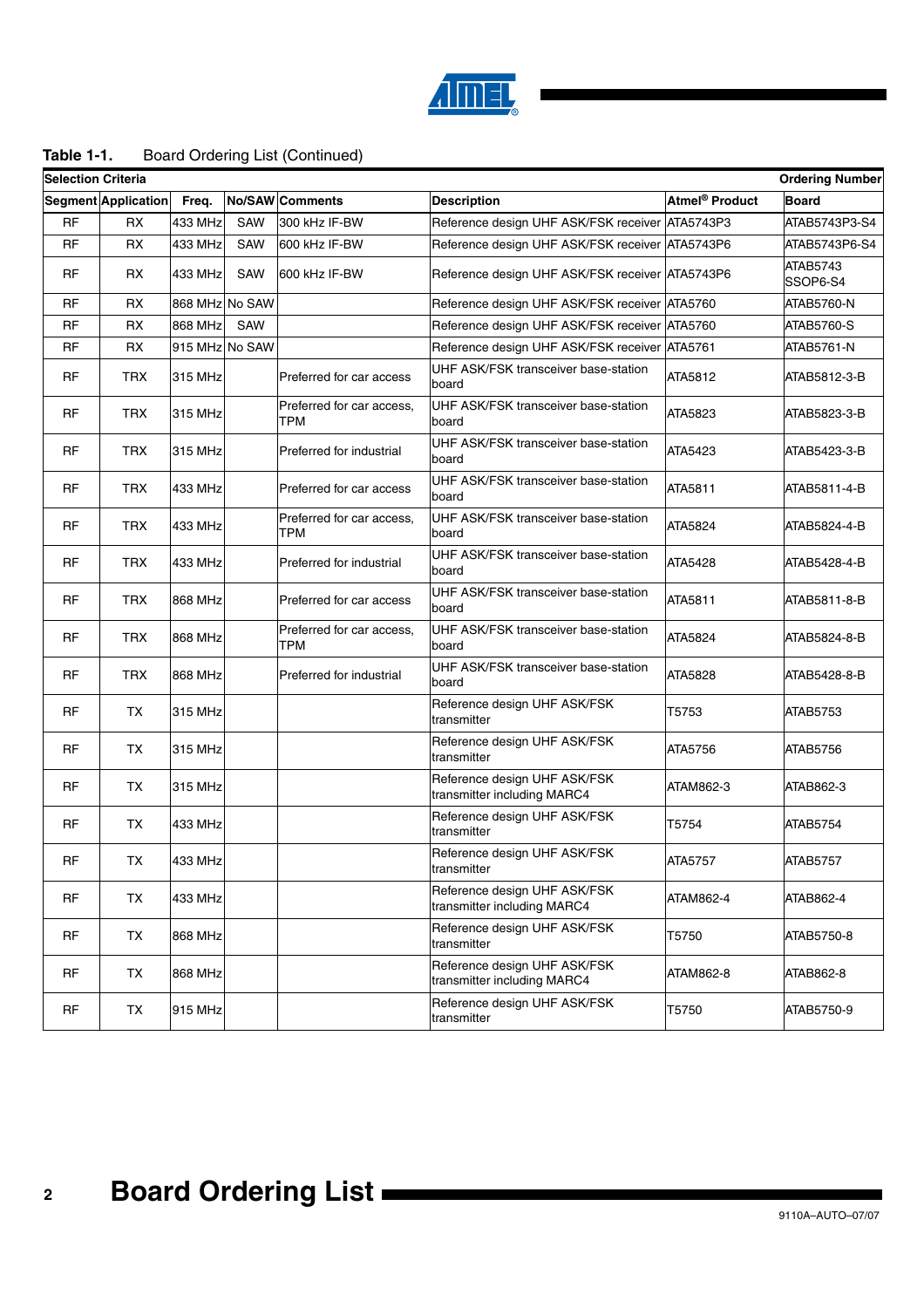**Table 1-1.** Board Ordering List (Continued)

| Selection Criteria | | | | | | Ordering Number | |
|---|---|---|---|---|---|---|---|
| Segment | Application | Freq. | No/SAW | Comments | Description | Atmel® Product | Board |
| RF | RX | 433 MHz | SAW | 300 kHz IF-BW | Reference design UHF ASK/FSK receiver | ATA5743P3 | ATAB5743P3-S4 |
| RF | RX | 433 MHz | SAW | 600 kHz IF-BW | Reference design UHF ASK/FSK receiver | ATA5743P6 | ATAB5743P6-S4 |
| RF | RX | 433 MHz | SAW | 600 kHz IF-BW | Reference design UHF ASK/FSK receiver | ATA5743P6 | ATAB5743 SSOP6-S4 |
| RF | RX | 868 MHz | No SAW | | Reference design UHF ASK/FSK receiver | ATA5760 | ATAB5760-N |
| RF | RX | 868 MHz | SAW | | Reference design UHF ASK/FSK receiver | ATA5760 | ATAB5760-S |
| RF | RX | 915 MHz | No SAW | | Reference design UHF ASK/FSK receiver | ATA5761 | ATAB5761-N |
| RF | TRX | 315 MHz | | Preferred for car access | UHF ASK/FSK transceiver base-station board | ATA5812 | ATAB5812-3-B |
| RF | TRX | 315 MHz | | Preferred for car access, TPM | UHF ASK/FSK transceiver base-station board | ATA5823 | ATAB5823-3-B |
| RF | TRX | 315 MHz | | Preferred for industrial | UHF ASK/FSK transceiver base-station board | ATA5423 | ATAB5423-3-B |
| RF | TRX | 433 MHz | | Preferred for car access | UHF ASK/FSK transceiver base-station board | ATA5811 | ATAB5811-4-B |
| RF | TRX | 433 MHz | | Preferred for car access, TPM | UHF ASK/FSK transceiver base-station board | ATA5824 | ATAB5824-4-B |
| RF | TRX | 433 MHz | | Preferred for industrial | UHF ASK/FSK transceiver base-station board | ATA5428 | ATAB5428-4-B |
| RF | TRX | 868 MHz | | Preferred for car access | UHF ASK/FSK transceiver base-station board | ATA5811 | ATAB5811-8-B |
| RF | TRX | 868 MHz | | Preferred for car access, TPM | UHF ASK/FSK transceiver base-station board | ATA5824 | ATAB5824-8-B |
| RF | TRX | 868 MHz | | Preferred for industrial | UHF ASK/FSK transceiver base-station board | ATA5828 | ATAB5428-8-B |
| RF | TX | 315 MHz | | | Reference design UHF ASK/FSK transmitter | T5753 | ATAB5753 |
| RF | TX | 315 MHz | | | Reference design UHF ASK/FSK transmitter | ATA5756 | ATAB5756 |
| RF | TX | 315 MHz | | | Reference design UHF ASK/FSK transmitter including MARC4 | ATAM862-3 | ATAB862-3 |
| RF | TX | 433 MHz | | | Reference design UHF ASK/FSK transmitter | T5754 | ATAB5754 |
| RF | TX | 433 MHz | | | Reference design UHF ASK/FSK transmitter | ATA5757 | ATAB5757 |
| RF | TX | 433 MHz | | | Reference design UHF ASK/FSK transmitter including MARC4 | ATAM862-4 | ATAB862-4 |
| RF | TX | 868 MHz | | | Reference design UHF ASK/FSK transmitter | T5750 | ATAB5750-8 |
| RF | TX | 868 MHz | | | Reference design UHF ASK/FSK transmitter including MARC4 | ATAM862-8 | ATAB862-8 |
| RF | TX | 915 MHz | | | Reference design UHF ASK/FSK transmitter | T5750 | ATAB5750-9 |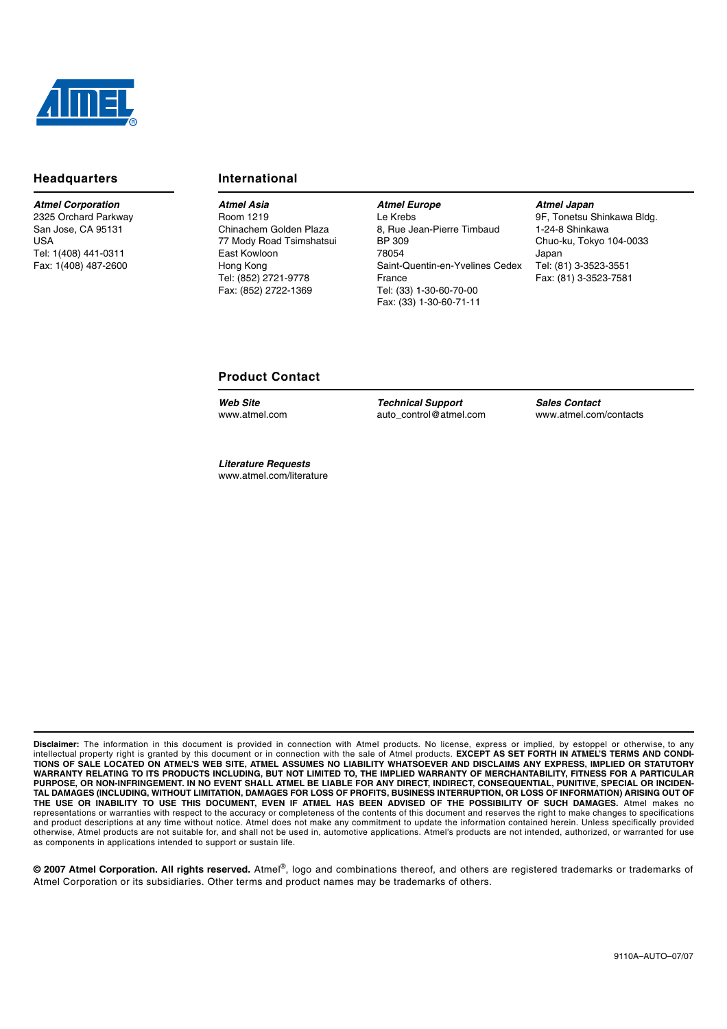## Headquarters

***Atmel Corporation***
2325 Orchard Parkway
San Jose, CA 95131
USA
Tel: 1(408) 441-0311
Fax: 1(408) 487-2600

## International

***Atmel Asia***
Room 1219
Chinachem Golden Plaza
77 Mody Road Tsimshatsui
East Kowloon
Hong Kong
Tel: (852) 2721-9778
Fax: (852) 2722-1369

***Atmel Europe***
Le Krebs
8, Rue Jean-Pierre Timbaud
BP 309
78054
Saint-Quentin-en-Yvelines Cedex
France
Tel: (33) 1-30-60-70-00
Fax: (33) 1-30-60-71-11

***Atmel Japan***
9F, Tonetsu Shinkawa Bldg.
1-24-8 Shinkawa
Chuo-ku, Tokyo 104-0033
Japan
Tel: (81) 3-3523-3551
Fax: (81) 3-3523-7581

## Product Contact

***Web Site***
www.atmel.com

***Technical Support***
auto_control@atmel.com

***Sales Contact***
www.atmel.com/contacts

***Literature Requests***
www.atmel.com/literature

**Disclaimer:** The information in this document is provided in connection with Atmel products. No license, express or implied, by estoppel or otherwise, to any intellectual property right is granted by this document or in connection with the sale of Atmel products. **EXCEPT AS SET FORTH IN ATMEL'S TERMS AND CONDITIONS OF SALE LOCATED ON ATMEL'S WEB SITE, ATMEL ASSUMES NO LIABILITY WHATSOEVER AND DISCLAIMS ANY EXPRESS, IMPLIED OR STATUTORY WARRANTY RELATING TO ITS PRODUCTS INCLUDING, BUT NOT LIMITED TO, THE IMPLIED WARRANTY OF MERCHANTABILITY, FITNESS FOR A PARTICULAR PURPOSE, OR NON-INFRINGEMENT. IN NO EVENT SHALL ATMEL BE LIABLE FOR ANY DIRECT, INDIRECT, CONSEQUENTIAL, PUNITIVE, SPECIAL OR INCIDENTAL DAMAGES (INCLUDING, WITHOUT LIMITATION, DAMAGES FOR LOSS OF PROFITS, BUSINESS INTERRUPTION, OR LOSS OF INFORMATION) ARISING OUT OF THE USE OR INABILITY TO USE THIS DOCUMENT, EVEN IF ATMEL HAS BEEN ADVISED OF THE POSSIBILITY OF SUCH DAMAGES.** Atmel makes no representations or warranties with respect to the accuracy or completeness of the contents of this document and reserves the right to make changes to specifications and product descriptions at any time without notice. Atmel does not make any commitment to update the information contained herein. Unless specifically provided otherwise, Atmel products are not suitable for, and shall not be used in, automotive applications. Atmel's products are not intended, authorized, or warranted for use as components in applications intended to support or sustain life.

**© 2007 Atmel Corporation. All rights reserved.** Atmel®, logo and combinations thereof, and others are registered trademarks or trademarks of Atmel Corporation or its subsidiaries. Other terms and product names may be trademarks of others.

9110A–AUTO–07/07